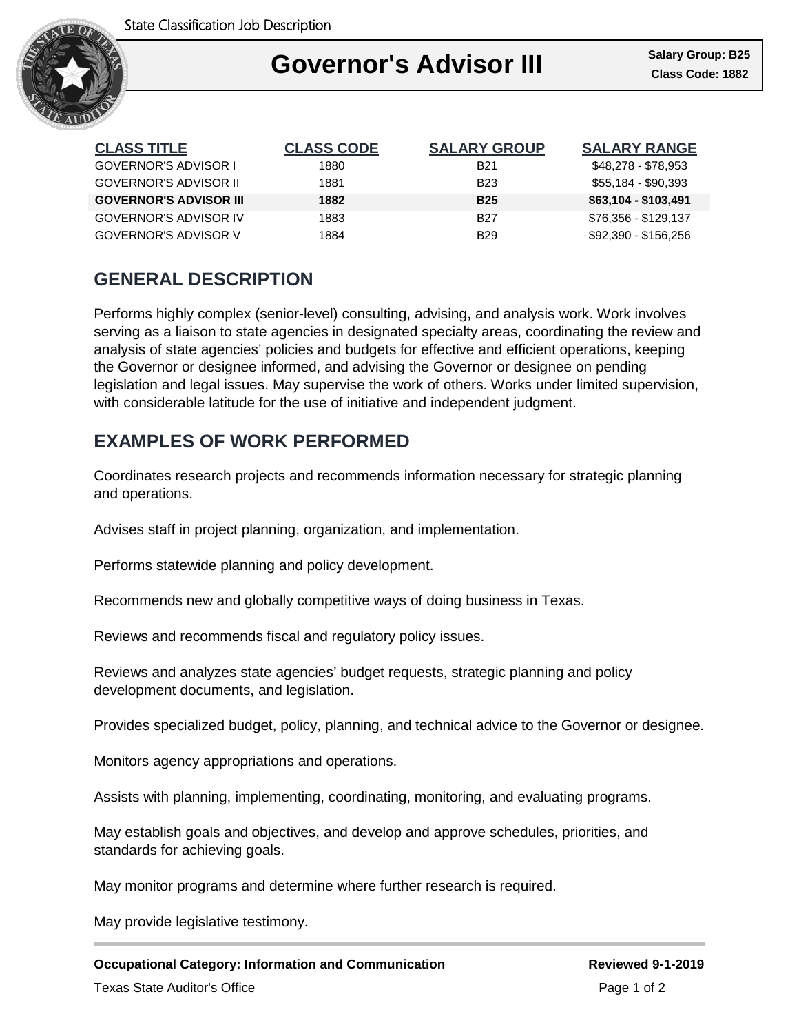State Classification Job Description

# Governor's Advisor III

**Salary Group: B25**
**Class Code: 1882**

| CLASS TITLE | CLASS CODE | SALARY GROUP | SALARY RANGE |
|---|---|---|---|
| GOVERNOR'S ADVISOR I | 1880 | B21 | $48,278 - $78,953 |
| GOVERNOR'S ADVISOR II | 1881 | B23 | $55,184 - $90,393 |
| **GOVERNOR'S ADVISOR III** | **1882** | **B25** | **$63,104 - $103,491** |
| GOVERNOR'S ADVISOR IV | 1883 | B27 | $76,356 - $129,137 |
| GOVERNOR'S ADVISOR V | 1884 | B29 | $92,390 - $156,256 |

## GENERAL DESCRIPTION

Performs highly complex (senior-level) consulting, advising, and analysis work. Work involves serving as a liaison to state agencies in designated specialty areas, coordinating the review and analysis of state agencies' policies and budgets for effective and efficient operations, keeping the Governor or designee informed, and advising the Governor or designee on pending legislation and legal issues. May supervise the work of others. Works under limited supervision, with considerable latitude for the use of initiative and independent judgment.

## EXAMPLES OF WORK PERFORMED

Coordinates research projects and recommends information necessary for strategic planning and operations.

Advises staff in project planning, organization, and implementation.

Performs statewide planning and policy development.

Recommends new and globally competitive ways of doing business in Texas.

Reviews and recommends fiscal and regulatory policy issues.

Reviews and analyzes state agencies' budget requests, strategic planning and policy development documents, and legislation.

Provides specialized budget, policy, planning, and technical advice to the Governor or designee.

Monitors agency appropriations and operations.

Assists with planning, implementing, coordinating, monitoring, and evaluating programs.

May establish goals and objectives, and develop and approve schedules, priorities, and standards for achieving goals.

May monitor programs and determine where further research is required.

May provide legislative testimony.

**Occupational Category: Information and Communication** **Reviewed 9-1-2019**

Texas State Auditor's Office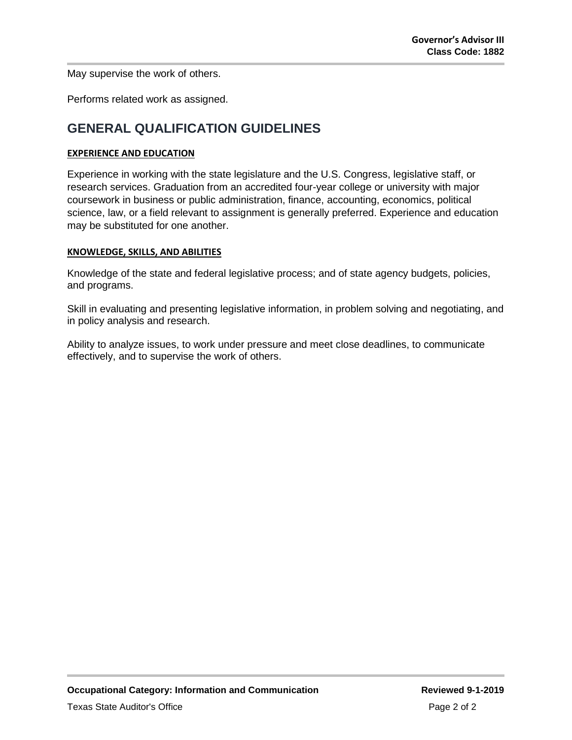May supervise the work of others.

Performs related work as assigned.

## GENERAL QUALIFICATION GUIDELINES

### EXPERIENCE AND EDUCATION

Experience in working with the state legislature and the U.S. Congress, legislative staff, or research services. Graduation from an accredited four-year college or university with major coursework in business or public administration, finance, accounting, economics, political science, law, or a field relevant to assignment is generally preferred. Experience and education may be substituted for one another.

### KNOWLEDGE, SKILLS, AND ABILITIES

Knowledge of the state and federal legislative process; and of state agency budgets, policies, and programs.

Skill in evaluating and presenting legislative information, in problem solving and negotiating, and in policy analysis and research.

Ability to analyze issues, to work under pressure and meet close deadlines, to communicate effectively, and to supervise the work of others.